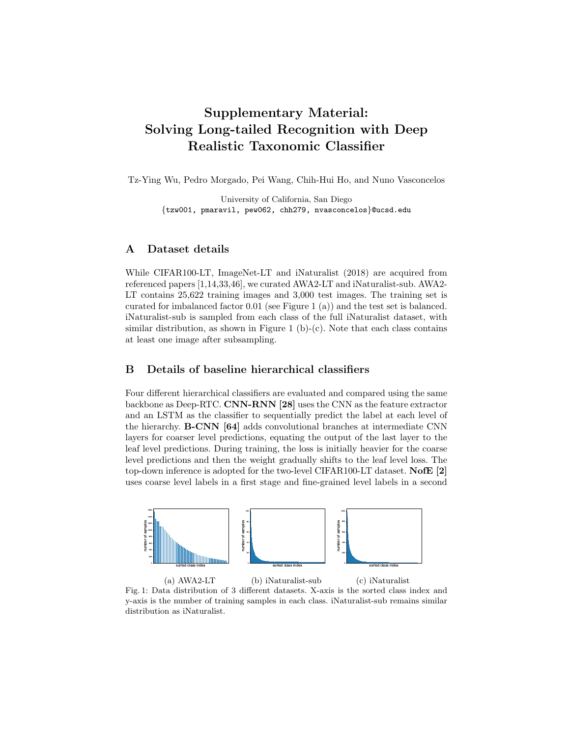# Supplementary Material: Solving Long-tailed Recognition with Deep Realistic Taxonomic Classifier

Tz-Ying Wu, Pedro Morgado, Pei Wang, Chih-Hui Ho, and Nuno Vasconcelos

University of California, San Diego
{tzw001, pmaravil, pew062, chh279, nvasconcelos}@ucsd.edu

## A Dataset details

While CIFAR100-LT, ImageNet-LT and iNaturalist (2018) are acquired from referenced papers [1,14,33,46], we curated AWA2-LT and iNaturalist-sub. AWA2-LT contains 25,622 training images and 3,000 test images. The training set is curated for imbalanced factor 0.01 (see Figure 1 (a)) and the test set is balanced. iNaturalist-sub is sampled from each class of the full iNaturalist dataset, with similar distribution, as shown in Figure 1 (b)-(c). Note that each class contains at least one image after subsampling.

## B Details of baseline hierarchical classifiers

Four different hierarchical classifiers are evaluated and compared using the same backbone as Deep-RTC. **CNN-RNN [28]** uses the CNN as the feature extractor and an LSTM as the classifier to sequentially predict the label at each level of the hierarchy. **B-CNN [64]** adds convolutional branches at intermediate CNN layers for coarser level predictions, equating the output of the last layer to the leaf level predictions. During training, the loss is initially heavier for the coarse level predictions and then the weight gradually shifts to the leaf level loss. The top-down inference is adopted for the two-level CIFAR100-LT dataset. **NofE [2]** uses coarse level labels in a first stage and fine-grained level labels in a second

number of samples
sorted class index

(a) AWA2-LT (b) iNaturalist-sub (c) iNaturalist

Fig. 1: Data distribution of 3 different datasets. X-axis is the sorted class index and y-axis is the number of training samples in each class. iNaturalist-sub remains similar distribution as iNaturalist.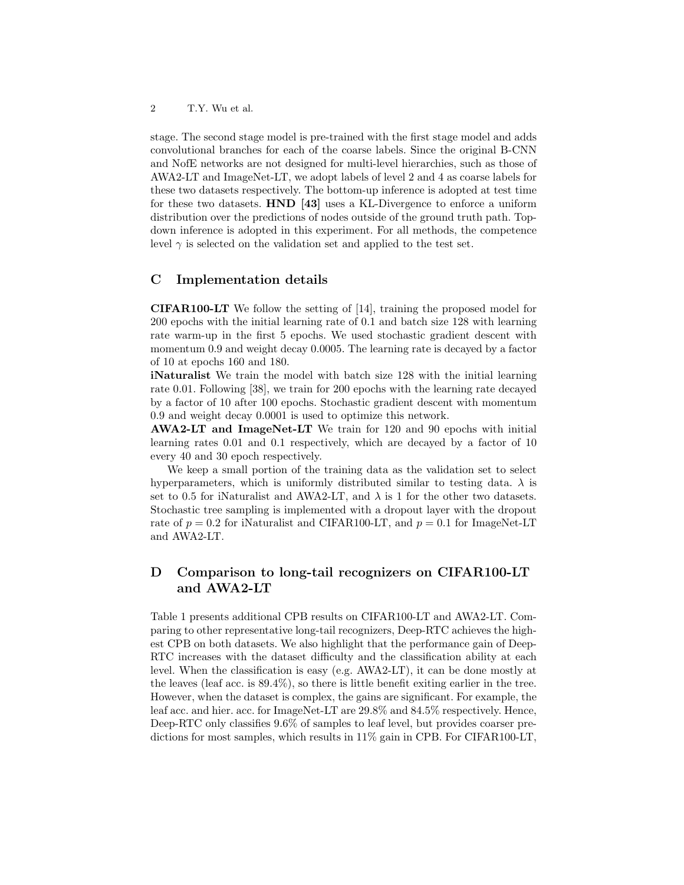stage. The second stage model is pre-trained with the first stage model and adds convolutional branches for each of the coarse labels. Since the original B-CNN and NofE networks are not designed for multi-level hierarchies, such as those of AWA2-LT and ImageNet-LT, we adopt labels of level 2 and 4 as coarse labels for these two datasets respectively. The bottom-up inference is adopted at test time for these two datasets. **HND [43]** uses a KL-Divergence to enforce a uniform distribution over the predictions of nodes outside of the ground truth path. Top-down inference is adopted in this experiment. For all methods, the competence level $\gamma$ is selected on the validation set and applied to the test set.

## C Implementation details

**CIFAR100-LT** We follow the setting of [14], training the proposed model for 200 epochs with the initial learning rate of 0.1 and batch size 128 with learning rate warm-up in the first 5 epochs. We used stochastic gradient descent with momentum 0.9 and weight decay 0.0005. The learning rate is decayed by a factor of 10 at epochs 160 and 180.
**iNaturalist** We train the model with batch size 128 with the initial learning rate 0.01. Following [38], we train for 200 epochs with the learning rate decayed by a factor of 10 after 100 epochs. Stochastic gradient descent with momentum 0.9 and weight decay 0.0001 is used to optimize this network.
**AWA2-LT and ImageNet-LT** We train for 120 and 90 epochs with initial learning rates 0.01 and 0.1 respectively, which are decayed by a factor of 10 every 40 and 30 epoch respectively.

We keep a small portion of the training data as the validation set to select hyperparameters, which is uniformly distributed similar to testing data. $\lambda$ is set to 0.5 for iNaturalist and AWA2-LT, and $\lambda$ is 1 for the other two datasets. Stochastic tree sampling is implemented with a dropout layer with the dropout rate of $p = 0.2$ for iNaturalist and CIFAR100-LT, and $p = 0.1$ for ImageNet-LT and AWA2-LT.

## D Comparison to long-tail recognizers on CIFAR100-LT and AWA2-LT

Table 1 presents additional CPB results on CIFAR100-LT and AWA2-LT. Comparing to other representative long-tail recognizers, Deep-RTC achieves the highest CPB on both datasets. We also highlight that the performance gain of Deep-RTC increases with the dataset difficulty and the classification ability at each level. When the classification is easy (e.g. AWA2-LT), it can be done mostly at the leaves (leaf acc. is 89.4%), so there is little benefit exiting earlier in the tree. However, when the dataset is complex, the gains are significant. For example, the leaf acc. and hier. acc. for ImageNet-LT are 29.8% and 84.5% respectively. Hence, Deep-RTC only classifies 9.6% of samples to leaf level, but provides coarser predictions for most samples, which results in 11% gain in CPB. For CIFAR100-LT,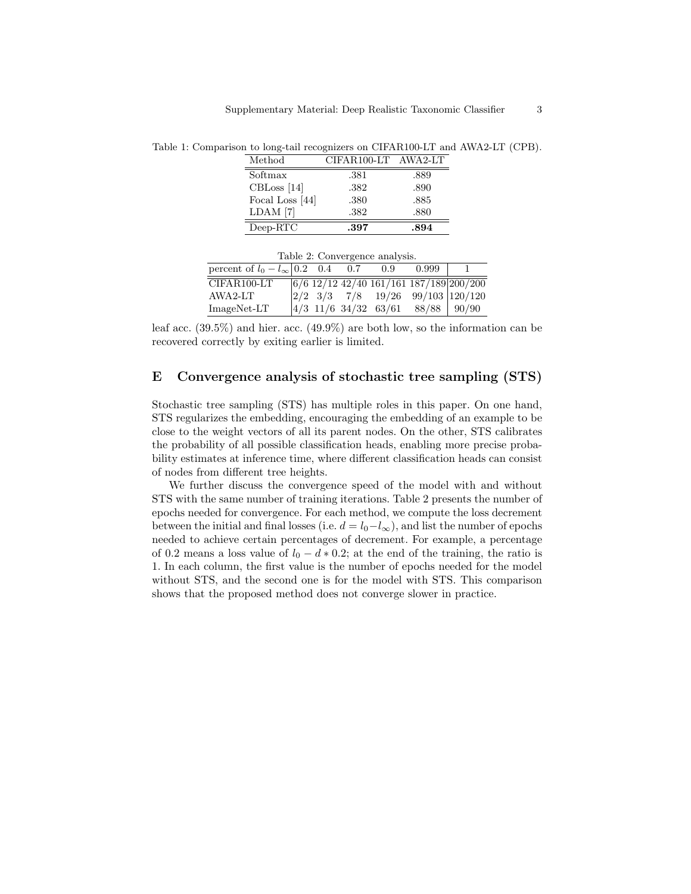Table 1: Comparison to long-tail recognizers on CIFAR100-LT and AWA2-LT (CPB).

| Method | CIFAR100-LT | AWA2-LT |
|---|---|---|
| Softmax | .381 | .889 |
| CBLoss [14] | .382 | .890 |
| Focal Loss [44] | .380 | .885 |
| LDAM [7] | .382 | .880 |
| Deep-RTC | **.397** | **.894** |

Table 2: Convergence analysis.

| percent of $l_0 - l_\infty$ | 0.2 | 0.4 | 0.7 | 0.9 | 0.999 | 1 |
|---|---|---|---|---|---|---|
| CIFAR100-LT | 6/6 | 12/12 | 42/40 | 161/161 | 187/189 | 200/200 |
| AWA2-LT | 2/2 | 3/3 | 7/8 | 19/26 | 99/103 | 120/120 |
| ImageNet-LT | 4/3 | 11/6 | 34/32 | 63/61 | 88/88 | 90/90 |

leaf acc. (39.5%) and hier. acc. (49.9%) are both low, so the information can be recovered correctly by exiting earlier is limited.

## E Convergence analysis of stochastic tree sampling (STS)

Stochastic tree sampling (STS) has multiple roles in this paper. On one hand, STS regularizes the embedding, encouraging the embedding of an example to be close to the weight vectors of all its parent nodes. On the other, STS calibrates the probability of all possible classification heads, enabling more precise probability estimates at inference time, where different classification heads can consist of nodes from different tree heights.

We further discuss the convergence speed of the model with and without STS with the same number of training iterations. Table 2 presents the number of epochs needed for convergence. For each method, we compute the loss decrement between the initial and final losses (i.e. $d = l_0 - l_\infty$), and list the number of epochs needed to achieve certain percentages of decrement. For example, a percentage of 0.2 means a loss value of $l_0 - d * 0.2$; at the end of the training, the ratio is 1. In each column, the first value is the number of epochs needed for the model without STS, and the second one is for the model with STS. This comparison shows that the proposed method does not converge slower in practice.